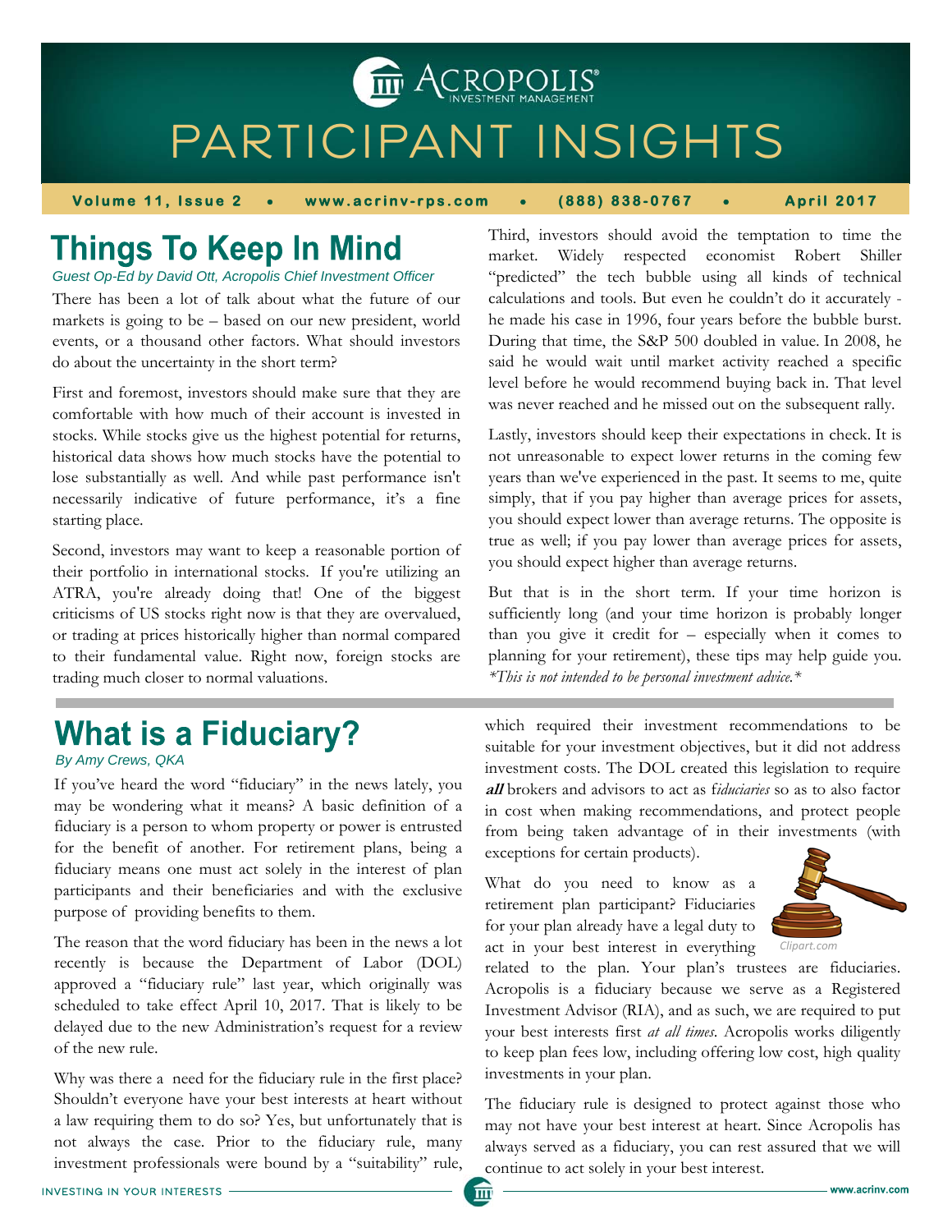# ACROPOLIS INVESTMENT MANAGEMENT

# PARTICIPANT INSIGHTS

**Volume 11, Issue 2 • www.acrinv-rps.com • (888) 838-0767 • April 2017**

## Things To Keep In Mind

*Guest Op-Ed by David Ott, Acropolis Chief Investment Officer*

There has been a lot of talk about what the future of our markets is going to be – based on our new president, world events, or a thousand other factors. What should investors do about the uncertainty in the short term?

First and foremost, investors should make sure that they are comfortable with how much of their account is invested in stocks. While stocks give us the highest potential for returns, historical data shows how much stocks have the potential to lose substantially as well. And while past performance isn't necessarily indicative of future performance, it's a fine starting place.

Second, investors may want to keep a reasonable portion of their portfolio in international stocks. If you're utilizing an ATRA, you're already doing that! One of the biggest criticisms of US stocks right now is that they are overvalued, or trading at prices historically higher than normal compared to their fundamental value. Right now, foreign stocks are trading much closer to normal valuations.

Third, investors should avoid the temptation to time the market. Widely respected economist Robert Shiller "predicted" the tech bubble using all kinds of technical calculations and tools. But even he couldn't do it accurately - he made his case in 1996, four years before the bubble burst. During that time, the S&P 500 doubled in value. In 2008, he said he would wait until market activity reached a specific level before he would recommend buying back in. That level was never reached and he missed out on the subsequent rally.

Lastly, investors should keep their expectations in check. It is not unreasonable to expect lower returns in the coming few years than we've experienced in the past. It seems to me, quite simply, that if you pay higher than average prices for assets, you should expect lower than average returns. The opposite is true as well; if you pay lower than average prices for assets, you should expect higher than average returns.

But that is in the short term. If your time horizon is sufficiently long (and your time horizon is probably longer than you give it credit for – especially when it comes to planning for your retirement), these tips may help guide you. *\*This is not intended to be personal investment advice.\**

## What is a Fiduciary?

*By Amy Crews, QKA*

If you've heard the word "fiduciary" in the news lately, you may be wondering what it means? A basic definition of a fiduciary is a person to whom property or power is entrusted for the benefit of another. For retirement plans, being a fiduciary means one must act solely in the interest of plan participants and their beneficiaries and with the exclusive purpose of providing benefits to them.

The reason that the word fiduciary has been in the news a lot recently is because the Department of Labor (DOL) approved a "fiduciary rule" last year, which originally was scheduled to take effect April 10, 2017. That is likely to be delayed due to the new Administration's request for a review of the new rule.

Why was there a need for the fiduciary rule in the first place? Shouldn't everyone have your best interests at heart without a law requiring them to do so? Yes, but unfortunately that is not always the case. Prior to the fiduciary rule, many investment professionals were bound by a "suitability" rule, which required their investment recommendations to be suitable for your investment objectives, but it did not address investment costs. The DOL created this legislation to require ***all*** brokers and advisors to act as f*iduciaries* so as to also factor in cost when making recommendations, and protect people from being taken advantage of in their investments (with exceptions for certain products).

What do you need to know as a retirement plan participant? Fiduciaries for your plan already have a legal duty to act in your best interest in everything related to the plan. Your plan's trustees are fiduciaries. Acropolis is a fiduciary because we serve as a Registered Investment Advisor (RIA), and as such, we are required to put your best interests first *at all times*. Acropolis works diligently to keep plan fees low, including offering low cost, high quality investments in your plan.

Clipart.com

The fiduciary rule is designed to protect against those who may not have your best interest at heart. Since Acropolis has always served as a fiduciary, you can rest assured that we will continue to act solely in your best interest.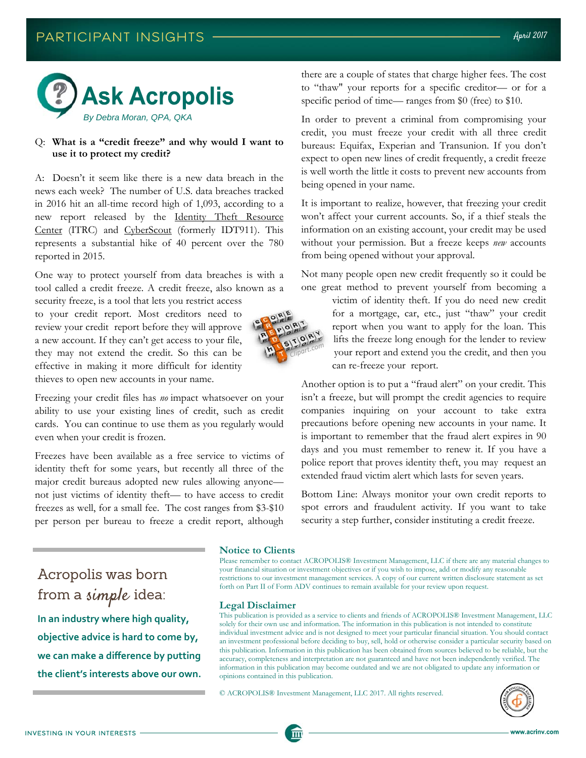# Ask Acropolis

*By Debra Moran, QPA, QKA*

Q: **What is a "credit freeze" and why would I want to use it to protect my credit?**

A: Doesn't it seem like there is a new data breach in the news each week? The number of U.S. data breaches tracked in 2016 hit an all-time record high of 1,093, according to a new report released by the Identity Theft Resource Center (ITRC) and CyberScout (formerly IDT911). This represents a substantial hike of 40 percent over the 780 reported in 2015.

One way to protect yourself from data breaches is with a tool called a credit freeze. A credit freeze, also known as a security freeze, is a tool that lets you restrict access to your credit report. Most creditors need to review your credit report before they will approve a new account. If they can't get access to your file, they may not extend the credit. So this can be effective in making it more difficult for identity thieves to open new accounts in your name.

Freezing your credit files has *no* impact whatsoever on your ability to use your existing lines of credit, such as credit cards. You can continue to use them as you regularly would even when your credit is frozen.

Freezes have been available as a free service to victims of identity theft for some years, but recently all three of the major credit bureaus adopted new rules allowing anyone— not just victims of identity theft— to have access to credit freezes as well, for a small fee. The cost ranges from $3-$10 per person per bureau to freeze a credit report, although there are a couple of states that charge higher fees. The cost to "thaw" your reports for a specific creditor— or for a specific period of time— ranges from $0 (free) to $10.

In order to prevent a criminal from compromising your credit, you must freeze your credit with all three credit bureaus: Equifax, Experian and Transunion. If you don't expect to open new lines of credit frequently, a credit freeze is well worth the little it costs to prevent new accounts from being opened in your name.

It is important to realize, however, that freezing your credit won't affect your current accounts. So, if a thief steals the information on an existing account, your credit may be used without your permission. But a freeze keeps *new* accounts from being opened without your approval.

Not many people open new credit frequently so it could be one great method to prevent yourself from becoming a victim of identity theft. If you do need new credit for a mortgage, car, etc., just "thaw" your credit report when you want to apply for the loan. This lifts the freeze long enough for the lender to review your report and extend you the credit, and then you can re-freeze your report.

Another option is to put a "fraud alert" on your credit. This isn't a freeze, but will prompt the credit agencies to require companies inquiring on your account to take extra precautions before opening new accounts in your name. It is important to remember that the fraud alert expires in 90 days and you must remember to renew it. If you have a police report that proves identity theft, you may request an extended fraud victim alert which lasts for seven years.

Bottom Line: Always monitor your own credit reports to spot errors and fraudulent activity. If you want to take security a step further, consider instituting a credit freeze.

---

Acropolis was born from a *simple* idea:

**In an industry where high quality, objective advice is hard to come by, we can make a difference by putting the client's interests above our own.**

### Notice to Clients

Please remember to contact ACROPOLIS® Investment Management, LLC if there are any material changes to your financial situation or investment objectives or if you wish to impose, add or modify any reasonable restrictions to our investment management services. A copy of our current written disclosure statement as set forth on Part II of Form ADV continues to remain available for your review upon request.

### Legal Disclaimer

This publication is provided as a service to clients and friends of ACROPOLIS® Investment Management, LLC solely for their own use and information. The information in this publication is not intended to constitute individual investment advice and is not designed to meet your particular financial situation. You should contact an investment professional before deciding to buy, sell, hold or otherwise consider a particular security based on this publication. Information in this publication has been obtained from sources believed to be reliable, but the accuracy, completeness and interpretation are not guaranteed and have not been independently verified. The information in this publication may become outdated and we are not obligated to update any information or opinions contained in this publication.

© ACROPOLIS® Investment Management, LLC 2017. All rights reserved.